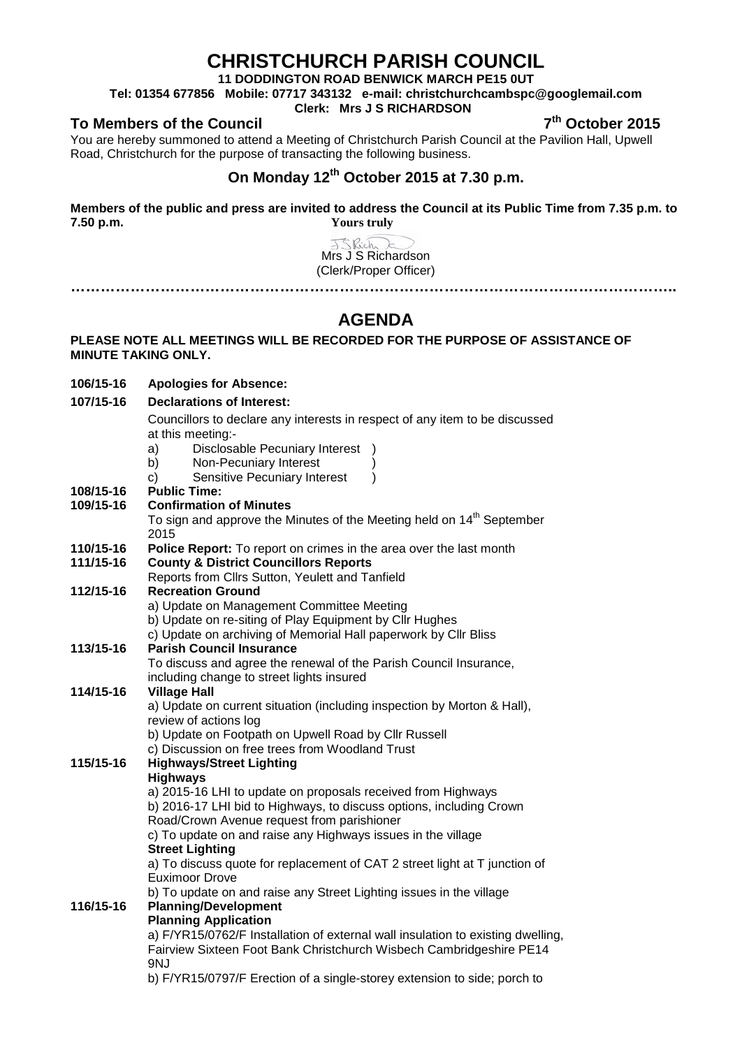# CHRISTCHURCH PARISH COUNCIL

**11 DODDINGTON ROAD BENWICK MARCH PE15 0UT**

**Tel: 01354 677856 Mobile: 07717 343132 e-mail: christchurchcambspc@googlemail.com**

**Clerk: Mrs J S RICHARDSON**

**To Members of the Council** **7th October 2015**

You are hereby summoned to attend a Meeting of Christchurch Parish Council at the Pavilion Hall, Upwell Road, Christchurch for the purpose of transacting the following business.

## On Monday 12th October 2015 at 7.30 p.m.

**Members of the public and press are invited to address the Council at its Public Time from 7.35 p.m. to 7.50 p.m.**

**Yours truly**

Mrs J S Richardson
(Clerk/Proper Officer)

……………………………………………………………………………………………………………

## AGENDA

**PLEASE NOTE ALL MEETINGS WILL BE RECORDED FOR THE PURPOSE OF ASSISTANCE OF MINUTE TAKING ONLY.**

**106/15-16 Apologies for Absence:**

**107/15-16 Declarations of Interest:**

Councillors to declare any interests in respect of any item to be discussed at this meeting:-

a) Disclosable Pecuniary Interest )
b) Non-Pecuniary Interest )
c) Sensitive Pecuniary Interest )

**108/15-16 Public Time:**

**109/15-16 Confirmation of Minutes**

To sign and approve the Minutes of the Meeting held on 14th September 2015

**110/15-16 Police Report:** To report on crimes in the area over the last month

**111/15-16 County & District Councillors Reports**

Reports from Cllrs Sutton, Yeulett and Tanfield

**112/15-16 Recreation Ground**

a) Update on Management Committee Meeting
b) Update on re-siting of Play Equipment by Cllr Hughes
c) Update on archiving of Memorial Hall paperwork by Cllr Bliss

**113/15-16 Parish Council Insurance**

To discuss and agree the renewal of the Parish Council Insurance, including change to street lights insured

**114/15-16 Village Hall**

a) Update on current situation (including inspection by Morton & Hall), review of actions log
b) Update on Footpath on Upwell Road by Cllr Russell
c) Discussion on free trees from Woodland Trust

**115/15-16 Highways/Street Lighting**

**Highways**

a) 2015-16 LHI to update on proposals received from Highways
b) 2016-17 LHI bid to Highways, to discuss options, including Crown Road/Crown Avenue request from parishioner
c) To update on and raise any Highways issues in the village

**Street Lighting**

a) To discuss quote for replacement of CAT 2 street light at T junction of Euximoor Drove
b) To update on and raise any Street Lighting issues in the village

**116/15-16 Planning/Development**

**Planning Application**

a) F/YR15/0762/F Installation of external wall insulation to existing dwelling, Fairview Sixteen Foot Bank Christchurch Wisbech Cambridgeshire PE14 9NJ
b) F/YR15/0797/F Erection of a single-storey extension to side; porch to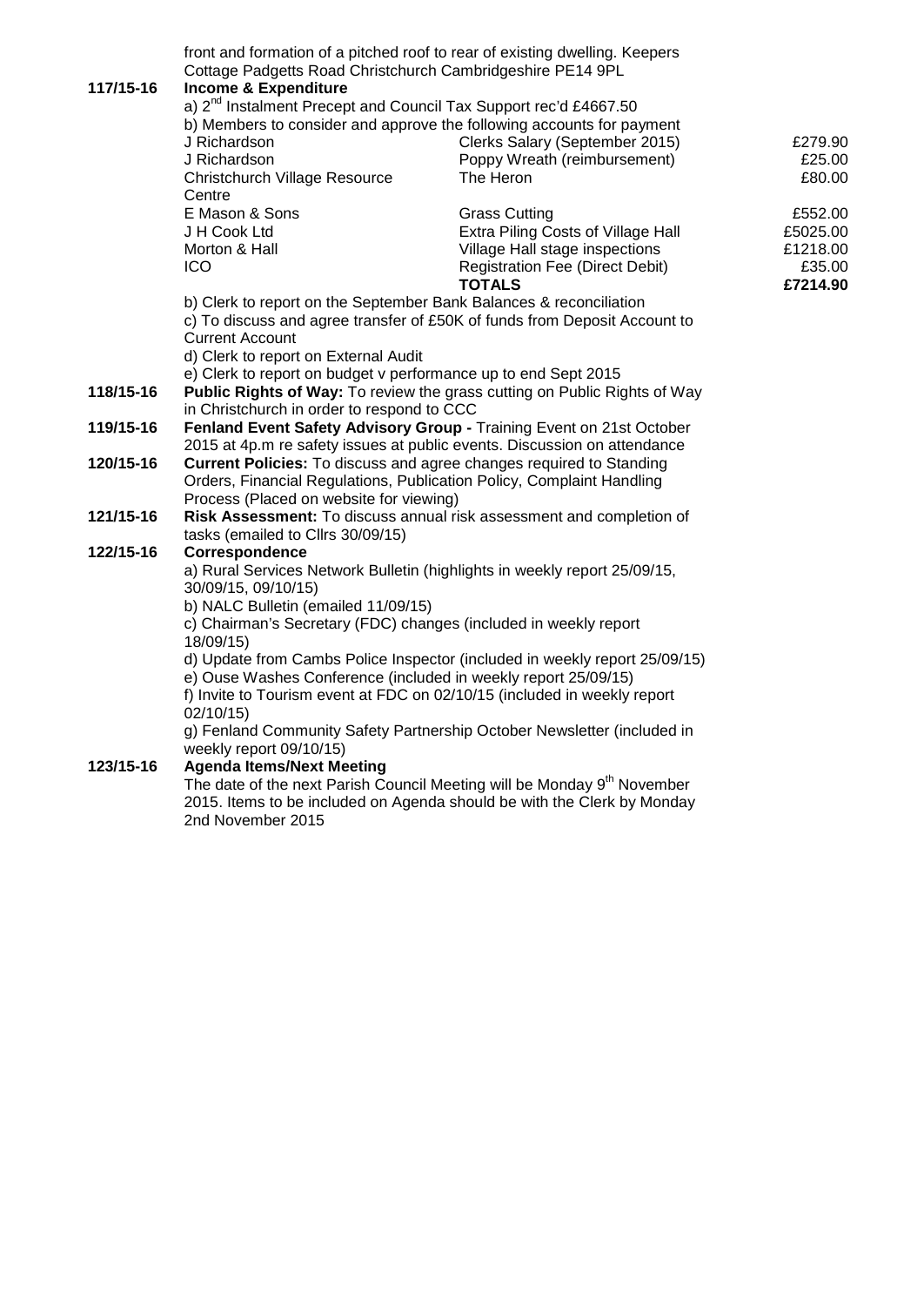front and formation of a pitched roof to rear of existing dwelling. Keepers Cottage Padgetts Road Christchurch Cambridgeshire PE14 9PL

**117/15-16 Income & Expenditure**

a) 2nd Instalment Precept and Council Tax Support rec'd £4667.50

b) Members to consider and approve the following accounts for payment

| | | |
|---|---|---|
| J Richardson | Clerks Salary (September 2015) | £279.90 |
| J Richardson | Poppy Wreath (reimbursement) | £25.00 |
| Christchurch Village Resource Centre | The Heron | £80.00 |
| E Mason & Sons | Grass Cutting | £552.00 |
| J H Cook Ltd | Extra Piling Costs of Village Hall | £5025.00 |
| Morton & Hall | Village Hall stage inspections | £1218.00 |
| ICO | Registration Fee (Direct Debit) | £35.00 |
| | **TOTALS** | **£7214.90** |

b) Clerk to report on the September Bank Balances & reconciliation

c) To discuss and agree transfer of £50K of funds from Deposit Account to Current Account

d) Clerk to report on External Audit

e) Clerk to report on budget v performance up to end Sept 2015

**118/15-16 Public Rights of Way:** To review the grass cutting on Public Rights of Way in Christchurch in order to respond to CCC

**119/15-16 Fenland Event Safety Advisory Group -** Training Event on 21st October 2015 at 4p.m re safety issues at public events. Discussion on attendance

**120/15-16 Current Policies:** To discuss and agree changes required to Standing Orders, Financial Regulations, Publication Policy, Complaint Handling Process (Placed on website for viewing)

**121/15-16 Risk Assessment:** To discuss annual risk assessment and completion of tasks (emailed to Cllrs 30/09/15)

**122/15-16 Correspondence**

a) Rural Services Network Bulletin (highlights in weekly report 25/09/15, 30/09/15, 09/10/15)

b) NALC Bulletin (emailed 11/09/15)

c) Chairman's Secretary (FDC) changes (included in weekly report 18/09/15)

d) Update from Cambs Police Inspector (included in weekly report 25/09/15)

e) Ouse Washes Conference (included in weekly report 25/09/15)

f) Invite to Tourism event at FDC on 02/10/15 (included in weekly report 02/10/15)

g) Fenland Community Safety Partnership October Newsletter (included in weekly report 09/10/15)

**123/15-16 Agenda Items/Next Meeting**

The date of the next Parish Council Meeting will be Monday 9th November 2015. Items to be included on Agenda should be with the Clerk by Monday 2nd November 2015